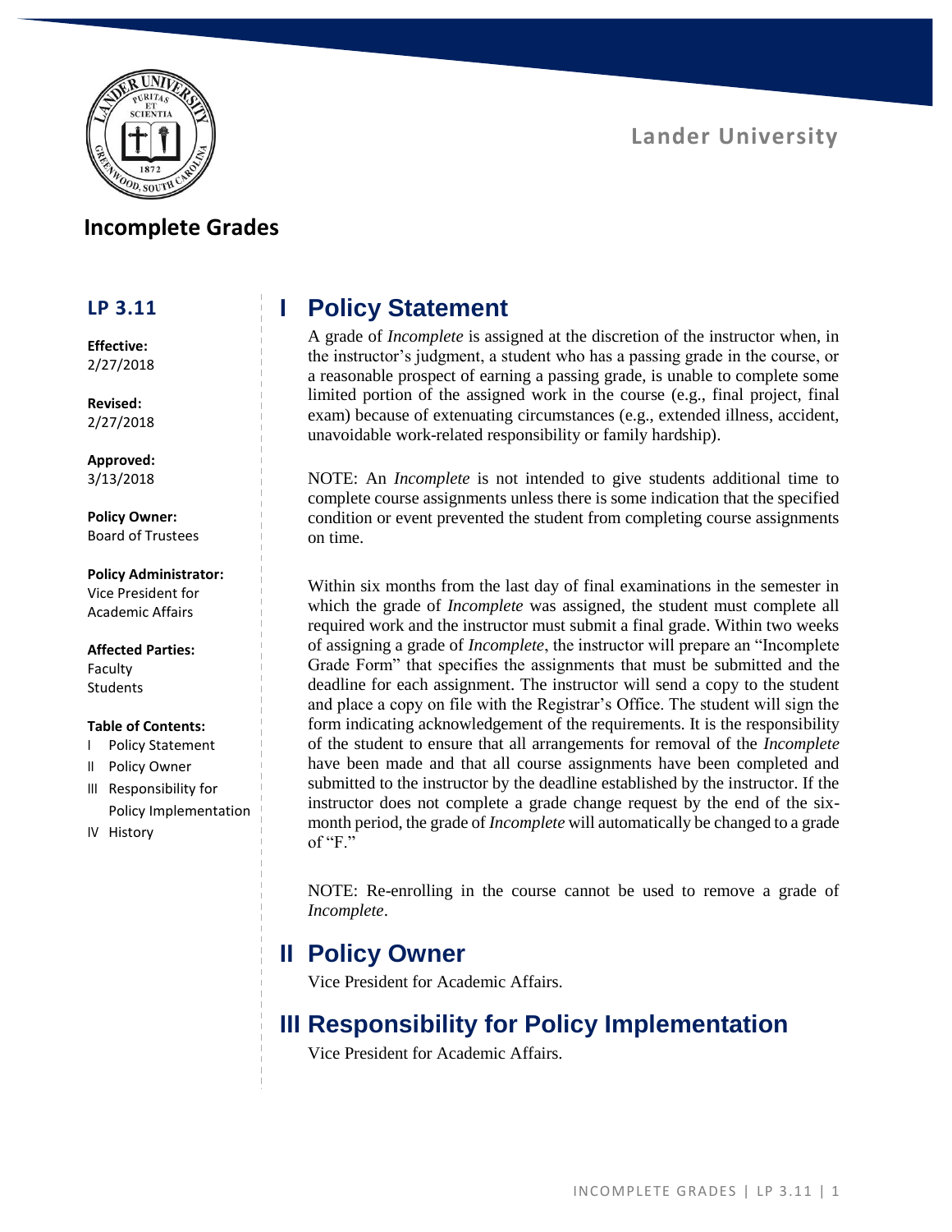Lander University

# Incomplete Grades

**LP 3.11**

**Effective:**
2/27/2018

**Revised:**
2/27/2018

**Approved:**
3/13/2018

**Policy Owner:**
Board of Trustees

**Policy Administrator:**
Vice President for Academic Affairs

**Affected Parties:**
Faculty
Students

**Table of Contents:**

- I Policy Statement
- II Policy Owner
- III Responsibility for Policy Implementation
- IV History

## I Policy Statement

A grade of *Incomplete* is assigned at the discretion of the instructor when, in the instructor's judgment, a student who has a passing grade in the course, or a reasonable prospect of earning a passing grade, is unable to complete some limited portion of the assigned work in the course (e.g., final project, final exam) because of extenuating circumstances (e.g., extended illness, accident, unavoidable work-related responsibility or family hardship).

NOTE: An *Incomplete* is not intended to give students additional time to complete course assignments unless there is some indication that the specified condition or event prevented the student from completing course assignments on time.

Within six months from the last day of final examinations in the semester in which the grade of *Incomplete* was assigned, the student must complete all required work and the instructor must submit a final grade. Within two weeks of assigning a grade of *Incomplete*, the instructor will prepare an "Incomplete Grade Form" that specifies the assignments that must be submitted and the deadline for each assignment. The instructor will send a copy to the student and place a copy on file with the Registrar's Office. The student will sign the form indicating acknowledgement of the requirements. It is the responsibility of the student to ensure that all arrangements for removal of the *Incomplete* have been made and that all course assignments have been completed and submitted to the instructor by the deadline established by the instructor. If the instructor does not complete a grade change request by the end of the six-month period, the grade of *Incomplete* will automatically be changed to a grade of "F."

NOTE: Re-enrolling in the course cannot be used to remove a grade of *Incomplete*.

## II Policy Owner

Vice President for Academic Affairs.

## III Responsibility for Policy Implementation

Vice President for Academic Affairs.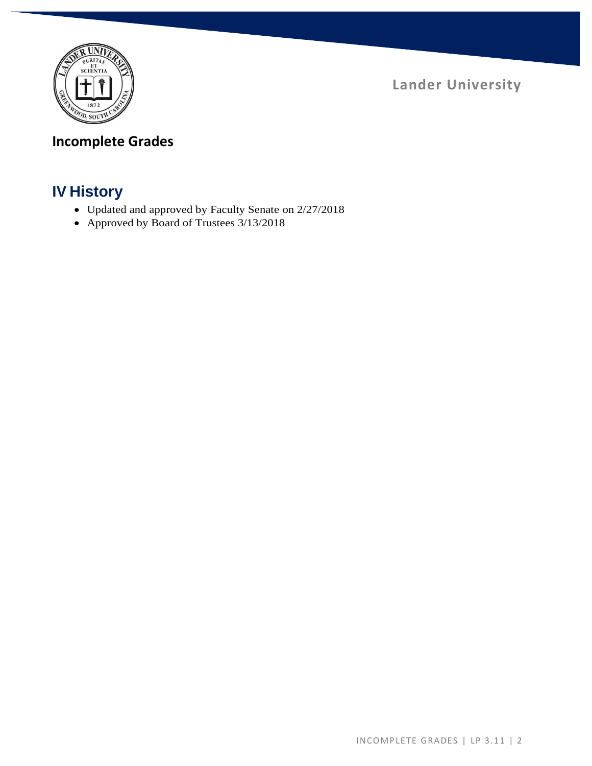# Incomplete Grades

## IV History

- Updated and approved by Faculty Senate on 2/27/2018
- Approved by Board of Trustees 3/13/2018